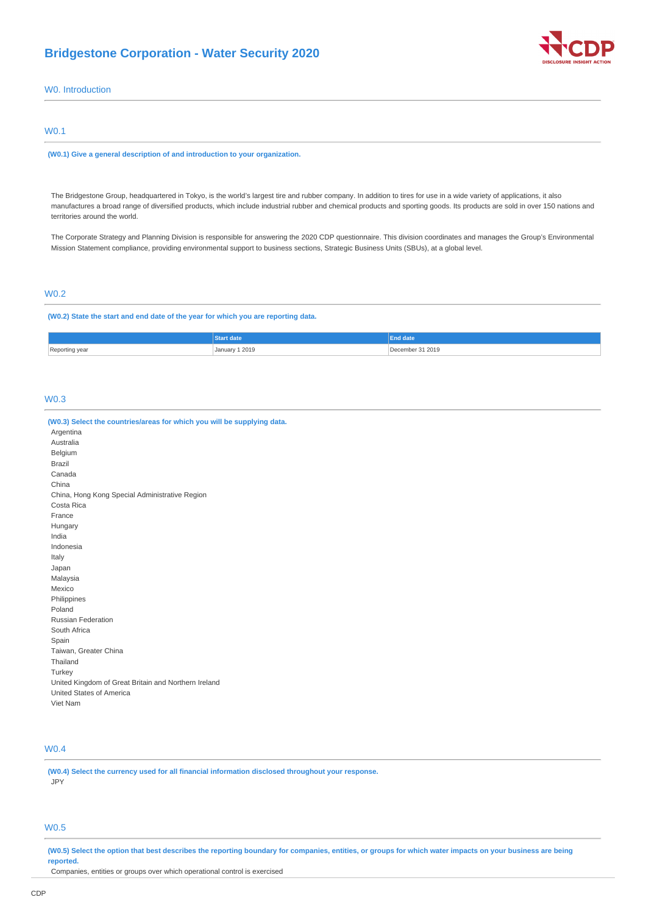# Bridgestone Corporation - Water Security 2020

## W0. Introduction

### W0.1

**(W0.1) Give a general description of and introduction to your organization.**

The Bridgestone Group, headquartered in Tokyo, is the world's largest tire and rubber company. In addition to tires for use in a wide variety of applications, it also manufactures a broad range of diversified products, which include industrial rubber and chemical products and sporting goods. Its products are sold in over 150 nations and territories around the world.

The Corporate Strategy and Planning Division is responsible for answering the 2020 CDP questionnaire. This division coordinates and manages the Group's Environmental Mission Statement compliance, providing environmental support to business sections, Strategic Business Units (SBUs), at a global level.

### W0.2

**(W0.2) State the start and end date of the year for which you are reporting data.**

| | Start date | End date |
|---|---|---|
| Reporting year | January 1 2019 | December 31 2019 |

### W0.3

**(W0.3) Select the countries/areas for which you will be supplying data.**

Argentina
Australia
Belgium
Brazil
Canada
China
China, Hong Kong Special Administrative Region
Costa Rica
France
Hungary
India
Indonesia
Italy
Japan
Malaysia
Mexico
Philippines
Poland
Russian Federation
South Africa
Spain
Taiwan, Greater China
Thailand
Turkey
United Kingdom of Great Britain and Northern Ireland
United States of America
Viet Nam

### W0.4

**(W0.4) Select the currency used for all financial information disclosed throughout your response.**

JPY

### W0.5

**(W0.5) Select the option that best describes the reporting boundary for companies, entities, or groups for which water impacts on your business are being reported.**

Companies, entities or groups over which operational control is exercised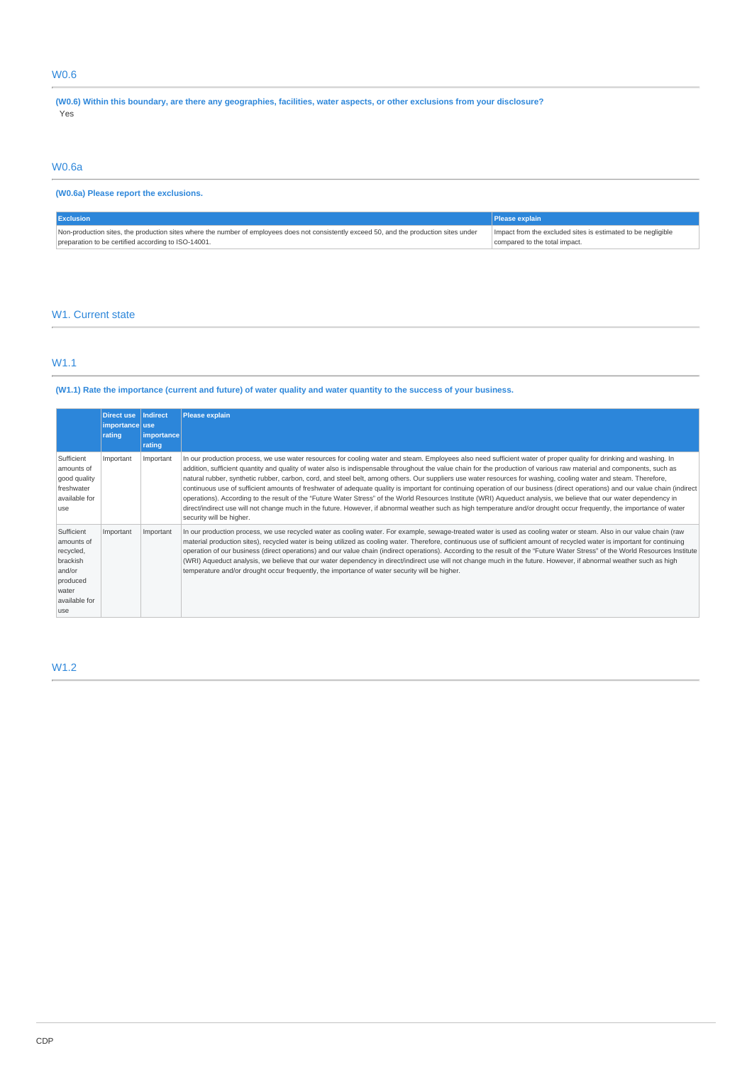## W0.6

**(W0.6) Within this boundary, are there any geographies, facilities, water aspects, or other exclusions from your disclosure?**

Yes

## W0.6a

**(W0.6a) Please report the exclusions.**

| Exclusion | Please explain |
|---|---|
| Non-production sites, the production sites where the number of employees does not consistently exceed 50, and the production sites under preparation to be certified according to ISO-14001. | Impact from the excluded sites is estimated to be negligible compared to the total impact. |

## W1. Current state

## W1.1

**(W1.1) Rate the importance (current and future) of water quality and water quantity to the success of your business.**

| | Direct use importance rating | Indirect use importance rating | Please explain |
|---|---|---|---|
| Sufficient amounts of good quality freshwater available for use | Important | Important | In our production process, we use water resources for cooling water and steam. Employees also need sufficient water of proper quality for drinking and washing. In addition, sufficient quantity and quality of water also is indispensable throughout the value chain for the production of various raw material and components, such as natural rubber, synthetic rubber, carbon, cord, and steel belt, among others. Our suppliers use water resources for washing, cooling water and steam. Therefore, continuous use of sufficient amounts of freshwater of adequate quality is important for continuing operation of our business (direct operations) and our value chain (indirect operations). According to the result of the "Future Water Stress" of the World Resources Institute (WRI) Aqueduct analysis, we believe that our water dependency in direct/indirect use will not change much in the future. However, if abnormal weather such as high temperature and/or drought occur frequently, the importance of water security will be higher. |
| Sufficient amounts of recycled, brackish and/or produced water available for use | Important | Important | In our production process, we use recycled water as cooling water. For example, sewage-treated water is used as cooling water or steam. Also in our value chain (raw material production sites), recycled water is being utilized as cooling water. Therefore, continuous use of sufficient amount of recycled water is important for continuing operation of our business (direct operations) and our value chain (indirect operations). According to the result of the "Future Water Stress" of the World Resources Institute (WRI) Aqueduct analysis, we believe that our water dependency in direct/indirect use will not change much in the future. However, if abnormal weather such as high temperature and/or drought occur frequently, the importance of water security will be higher. |

## W1.2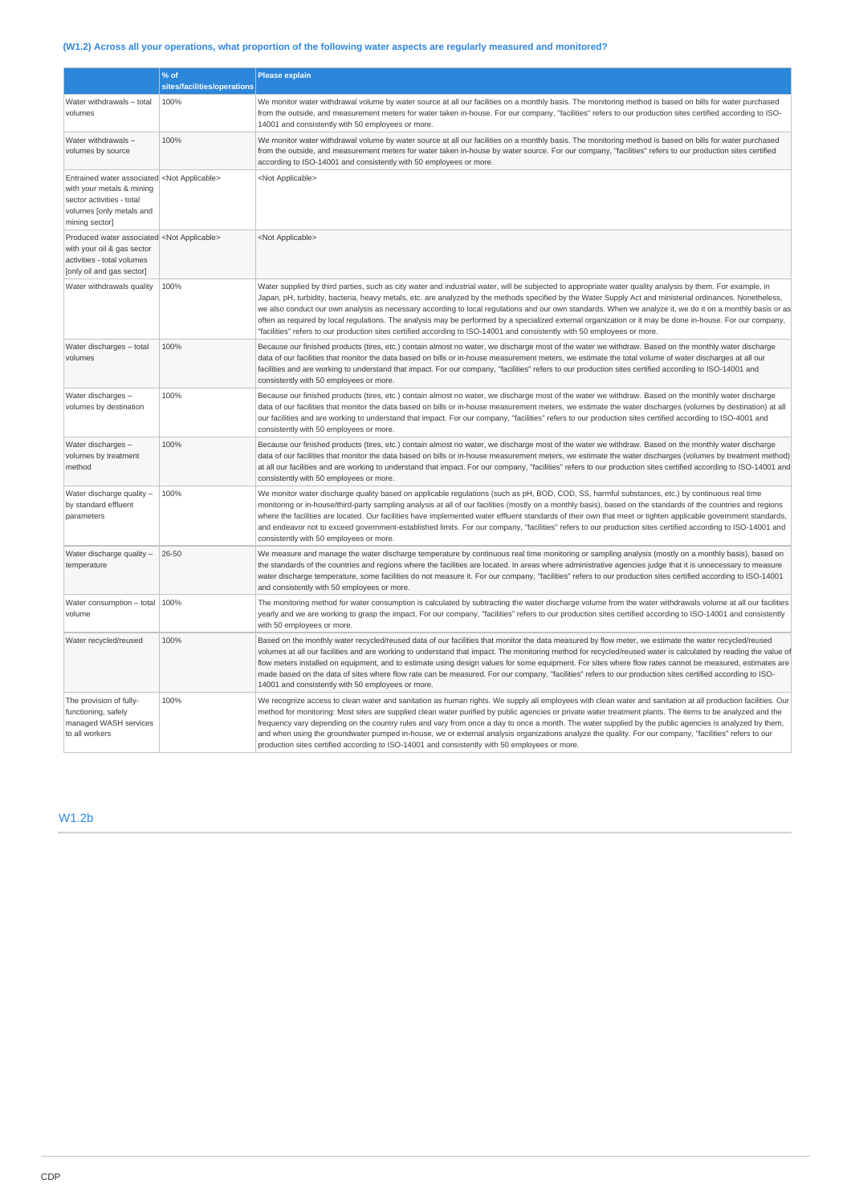### (W1.2) Across all your operations, what proportion of the following water aspects are regularly measured and monitored?

| | % of sites/facilities/operations | Please explain |
|---|---|---|
| Water withdrawals – total volumes | 100% | We monitor water withdrawal volume by water source at all our facilities on a monthly basis. The monitoring method is based on bills for water purchased from the outside, and measurement meters for water taken in-house. For our company, "facilities" refers to our production sites certified according to ISO-14001 and consistently with 50 employees or more. |
| Water withdrawals – volumes by source | 100% | We monitor water withdrawal volume by water source at all our facilities on a monthly basis. The monitoring method is based on bills for water purchased from the outside, and measurement meters for water taken in-house by water source. For our company, "facilities" refers to our production sites certified according to ISO-14001 and consistently with 50 employees or more. |
| Entrained water associated with your metals & mining sector activities - total volumes [only metals and mining sector] | <Not Applicable> | <Not Applicable> |
| Produced water associated with your oil & gas sector activities - total volumes [only oil and gas sector] | <Not Applicable> | <Not Applicable> |
| Water withdrawals quality | 100% | Water supplied by third parties, such as city water and industrial water, will be subjected to appropriate water quality analysis by them. For example, in Japan, pH, turbidity, bacteria, heavy metals, etc. are analyzed by the methods specified by the Water Supply Act and ministerial ordinances. Nonetheless, we also conduct our own analysis as necessary according to local regulations and our own standards. When we analyze it, we do it on a monthly basis or as often as required by local regulations. The analysis may be performed by a specialized external organization or it may be done in-house. For our company, "facilities" refers to our production sites certified according to ISO-14001 and consistently with 50 employees or more. |
| Water discharges – total volumes | 100% | Because our finished products (tires, etc.) contain almost no water, we discharge most of the water we withdraw. Based on the monthly water discharge data of our facilities that monitor the data based on bills or in-house measurement meters, we estimate the total volume of water discharges at all our facilities and are working to understand that impact. For our company, "facilities" refers to our production sites certified according to ISO-14001 and consistently with 50 employees or more. |
| Water discharges – volumes by destination | 100% | Because our finished products (tires, etc.) contain almost no water, we discharge most of the water we withdraw. Based on the monthly water discharge data of our facilities that monitor the data based on bills or in-house measurement meters, we estimate the water discharges (volumes by destination) at all our facilities and are working to understand that impact. For our company, "facilities" refers to our production sites certified according to ISO-4001 and consistently with 50 employees or more. |
| Water discharges – volumes by treatment method | 100% | Because our finished products (tires, etc.) contain almost no water, we discharge most of the water we withdraw. Based on the monthly water discharge data of our facilities that monitor the data based on bills or in-house measurement meters, we estimate the water discharges (volumes by treatment method) at all our facilities and are working to understand that impact. For our company, "facilities" refers to our production sites certified according to ISO-14001 and consistently with 50 employees or more. |
| Water discharge quality – by standard effluent parameters | 100% | We monitor water discharge quality based on applicable regulations (such as pH, BOD, COD, SS, harmful substances, etc.) by continuous real time monitoring or in-house/third-party sampling analysis at all of our facilities (mostly on a monthly basis), based on the standards of the countries and regions where the facilities are located. Our facilities have implemented water effluent standards of their own that meet or tighten applicable government standards, and endeavor not to exceed government-established limits. For our company, "facilities" refers to our production sites certified according to ISO-14001 and consistently with 50 employees or more. |
| Water discharge quality – temperature | 26-50 | We measure and manage the water discharge temperature by continuous real time monitoring or sampling analysis (mostly on a monthly basis), based on the standards of the countries and regions where the facilities are located. In areas where administrative agencies judge that it is unnecessary to measure water discharge temperature, some facilities do not measure it. For our company, "facilities" refers to our production sites certified according to ISO-14001 and consistently with 50 employees or more. |
| Water consumption – total volume | 100% | The monitoring method for water consumption is calculated by subtracting the water discharge volume from the water withdrawals volume at all our facilities yearly and we are working to grasp the impact. For our company, "facilities" refers to our production sites certified according to ISO-14001 and consistently with 50 employees or more. |
| Water recycled/reused | 100% | Based on the monthly water recycled/reused data of our facilities that monitor the data measured by flow meter, we estimate the water recycled/reused volumes at all our facilities and are working to understand that impact. The monitoring method for recycled/reused water is calculated by reading the value of flow meters installed on equipment, and to estimate using design values for some equipment. For sites where flow rates cannot be measured, estimates are made based on the data of sites where flow rate can be measured. For our company, "facilities" refers to our production sites certified according to ISO-14001 and consistently with 50 employees or more. |
| The provision of fully-functioning, safely managed WASH services to all workers | 100% | We recognize access to clean water and sanitation as human rights. We supply all employees with clean water and sanitation at all production facilities. Our method for monitoring: Most sites are supplied clean water purified by public agencies or private water treatment plants. The items to be analyzed and the frequency vary depending on the country rules and vary from once a day to once a month. The water supplied by the public agencies is analyzed by them, and when using the groundwater pumped in-house, we or external analysis organizations analyze the quality. For our company, "facilities" refers to our production sites certified according to ISO-14001 and consistently with 50 employees or more. |

## W1.2b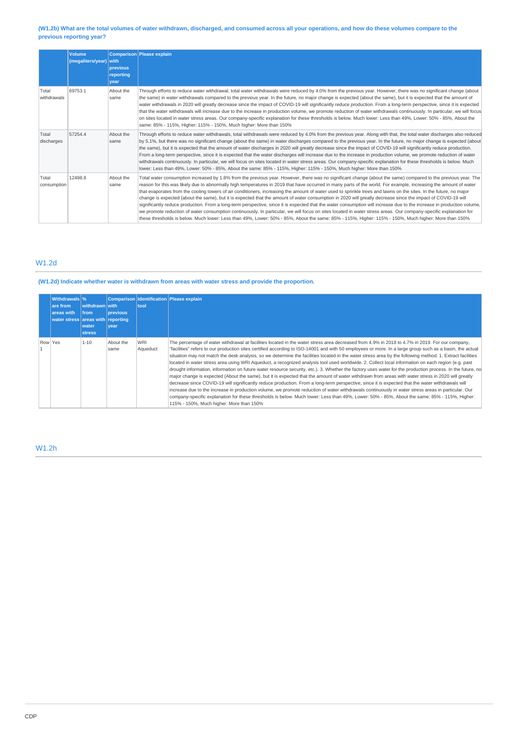**(W1.2b) What are the total volumes of water withdrawn, discharged, and consumed across all your operations, and how do these volumes compare to the previous reporting year?**

| | Volume (megaliters/year) | Comparison with previous reporting year | Please explain |
|---|---|---|---|
| Total withdrawals | 69753.1 | About the same | Through efforts to reduce water withdrawal, total water withdrawals were reduced by 4.0% from the previous year. However, there was no significant change (about the same) in water withdrawals compared to the previous year. In the future, no major change is expected (about the same), but it is expected that the amount of water withdrawals in 2020 will greatly decrease since the impact of COVID-19 will significantly reduce production. From a long-term perspective, since it is expected that the water withdrawals will increase due to the increase in production volume, we promote reduction of water withdrawals continuously. In particular, we will focus on sites located in water stress areas. Our company-specific explanation for these thresholds is below. Much lower: Less than 49%, Lower: 50% - 85%, About the same: 85% - 115%, Higher: 115% - 150%, Much higher: More than 150% |
| Total discharges | 57254.4 | About the same | Through efforts to reduce water withdrawals, total withdrawals were reduced by 4.0% from the previous year. Along with that, the total water discharges also reduced by 5.1%, but there was no significant change (about the same) in water discharges compared to the previous year. In the future, no major change is expected (about the same), but it is expected that the amount of water discharges in 2020 will greatly decrease since the impact of COVID-19 will significantly reduce production. From a long-term perspective, since it is expected that the water discharges will increase due to the increase in production volume, we promote reduction of water withdrawals continuously. In particular, we will focus on sites located in water stress areas. Our company-specific explanation for these thresholds is below. Much lower: Less than 49%, Lower: 50% - 85%, About the same: 85% - 115%, Higher: 115% - 150%, Much higher: More than 150% |
| Total consumption | 12498.8 | About the same | Total water consumption increased by 1.8% from the previous year. However, there was no significant change (about the same) compared to the previous year. The reason for this was likely due to abnormally high temperatures in 2019 that have occurred in many parts of the world. For example, increasing the amount of water that evaporates from the cooling towers of air conditioners, increasing the amount of water used to sprinkle trees and lawns on the sites. In the future, no major change is expected (about the same), but it is expected that the amount of water consumption in 2020 will greatly decrease since the impact of COVID-19 will significantly reduce production. From a long-term perspective, since it is expected that the water consumption will increase due to the increase in production volume, we promote reduction of water consumption continuously. In particular, we will focus on sites located in water stress areas. Our company-specific explanation for these thresholds is below. Much lower: Less than 49%, Lower: 50% - 85%, About the same: 85% - 115%, Higher: 115% - 150%, Much higher: More than 150% |

## W1.2d

**(W1.2d) Indicate whether water is withdrawn from areas with water stress and provide the proportion.**

| | Withdrawals are from areas with water stress | % withdrawn from areas with water stress | Comparison with previous reporting year | Identification tool | Please explain |
|---|---|---|---|---|---|
| Row 1 | Yes | 1-10 | About the same | WRI Aqueduct | The percentage of water withdrawal at facilities located in the water stress area decreased from 4.9% in 2018 to 4.7% in 2019. For our company, "facilities" refers to our production sites certified according to ISO-14001 and with 50 employees or more. In a large group such as a basin, the actual situation may not match the desk analysis, so we determine the facilities located in the water stress area by the following method. 1. Extract facilities located in water stress area using WRI Aqueduct, a recognized analysis tool used worldwide. 2. Collect local information on each region (e.g. past drought information, information on future water resource security, etc.). 3. Whether the factory uses water for the production process. In the future, no major change is expected (About the same), but it is expected that the amount of water withdrawn from areas with water stress in 2020 will greatly decrease since COVID-19 will significantly reduce production. From a long-term perspective, since it is expected that the water withdrawals will increase due to the increase in production volume, we promote reduction of water withdrawals continuously in water stress areas in particular. Our company-specific explanation for these thresholds is below. Much lower: Less than 49%, Lower: 50% - 85%, About the same: 85% - 115%, Higher: 115% - 150%, Much higher: More than 150% |

## W1.2h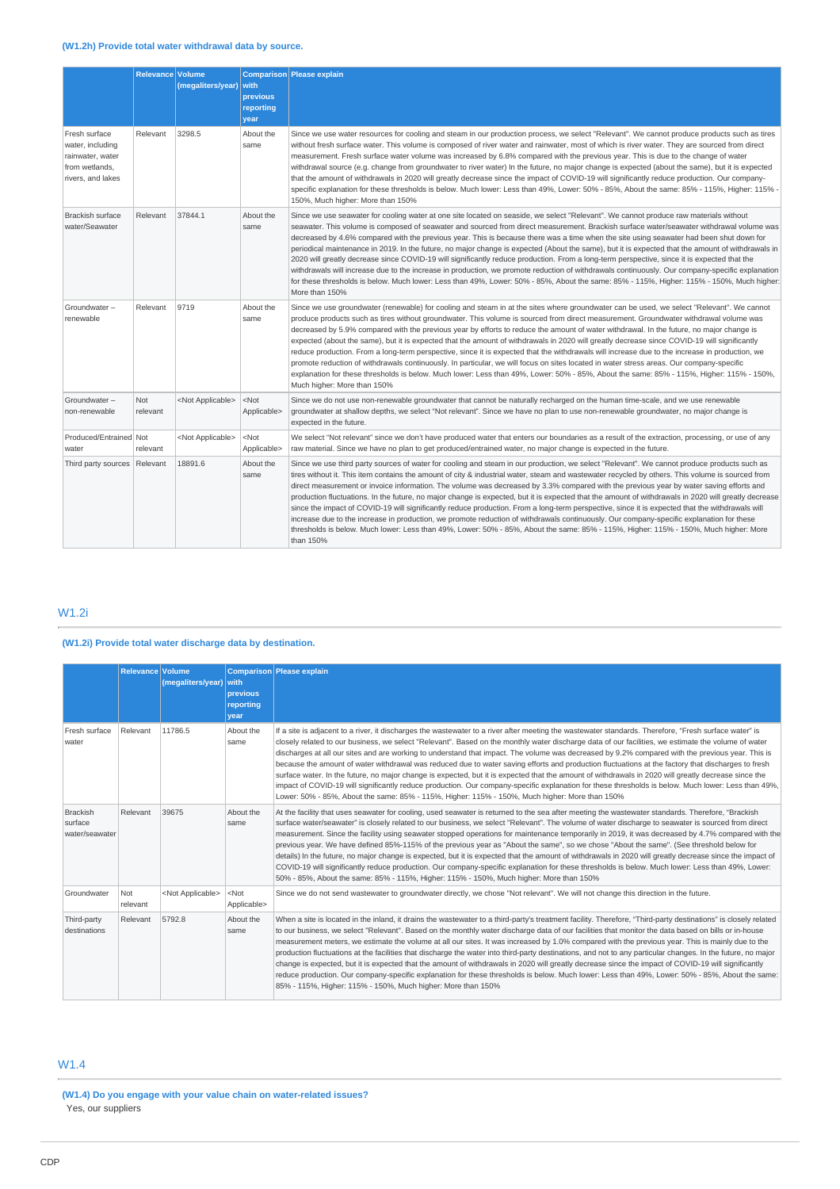#### (W1.2h) Provide total water withdrawal data by source.

| | Relevance | Volume (megaliters/year) | Comparison with previous reporting year | Please explain |
|---|---|---|---|---|
| Fresh surface water, including rainwater, water from wetlands, rivers, and lakes | Relevant | 3298.5 | About the same | Since we use water resources for cooling and steam in our production process, we select "Relevant". We cannot produce products such as tires without fresh surface water. This volume is composed of river water and rainwater, most of which is river water. They are sourced from direct measurement. Fresh surface water volume was increased by 6.8% compared with the previous year. This is due to the change of water withdrawal source (e.g. change from groundwater to river water) In the future, no major change is expected (about the same), but it is expected that the amount of withdrawals in 2020 will greatly decrease since the impact of COVID-19 will significantly reduce production. Our company-specific explanation for these thresholds is below. Much lower: Less than 49%, Lower: 50% - 85%, About the same: 85% - 115%, Higher: 115% - 150%, Much higher: More than 150% |
| Brackish surface water/Seawater | Relevant | 37844.1 | About the same | Since we use seawater for cooling water at one site located on seaside, we select "Relevant". We cannot produce raw materials without seawater. This volume is composed of seawater and sourced from direct measurement. Brackish surface water/seawater withdrawal volume was decreased by 4.6% compared with the previous year. This is because there was a time when the site using seawater had been shut down for periodical maintenance in 2019. In the future, no major change is expected (About the same), but it is expected that the amount of withdrawals in 2020 will greatly decrease since COVID-19 will significantly reduce production. From a long-term perspective, since it is expected that the withdrawals will increase due to the increase in production, we promote reduction of withdrawals continuously. Our company-specific explanation for these thresholds is below. Much lower: Less than 49%, Lower: 50% - 85%, About the same: 85% - 115%, Higher: 115% - 150%, Much higher: More than 150% |
| Groundwater – renewable | Relevant | 9719 | About the same | Since we use groundwater (renewable) for cooling and steam in at the sites where groundwater can be used, we select "Relevant". We cannot produce products such as tires without groundwater. This volume is sourced from direct measurement. Groundwater withdrawal volume was decreased by 5.9% compared with the previous year by efforts to reduce the amount of water withdrawal. In the future, no major change is expected (about the same), but it is expected that the amount of withdrawals in 2020 will greatly decrease since COVID-19 will significantly reduce production. From a long-term perspective, since it is expected that the withdrawals will increase due to the increase in production, we promote reduction of withdrawals continuously. In particular, we will focus on sites located in water stress areas. Our company-specific explanation for these thresholds is below. Much lower: Less than 49%, Lower: 50% - 85%, About the same: 85% - 115%, Higher: 115% - 150%, Much higher: More than 150% |
| Groundwater – non-renewable | Not relevant | <Not Applicable> | <Not Applicable> | Since we do not use non-renewable groundwater that cannot be naturally recharged on the human time-scale, and we use renewable groundwater at shallow depths, we select "Not relevant". Since we have no plan to use non-renewable groundwater, no major change is expected in the future. |
| Produced/Entrained water | Not relevant | <Not Applicable> | <Not Applicable> | We select "Not relevant" since we don't have produced water that enters our boundaries as a result of the extraction, processing, or use of any raw material. Since we have no plan to get produced/entrained water, no major change is expected in the future. |
| Third party sources | Relevant | 18891.6 | About the same | Since we use third party sources of water for cooling and steam in our production, we select "Relevant". We cannot produce products such as tires without it. This item contains the amount of city & industrial water, steam and wastewater recycled by others. This volume is sourced from direct measurement or invoice information. The volume was decreased by 3.3% compared with the previous year by water saving efforts and production fluctuations. In the future, no major change is expected, but it is expected that the amount of withdrawals in 2020 will greatly decrease since the impact of COVID-19 will significantly reduce production. From a long-term perspective, since it is expected that the withdrawals will increase due to the increase in production, we promote reduction of withdrawals continuously. Our company-specific explanation for these thresholds is below. Much lower: Less than 49%, Lower: 50% - 85%, About the same: 85% - 115%, Higher: 115% - 150%, Much higher: More than 150% |

## W1.2i

#### (W1.2i) Provide total water discharge data by destination.

| | Relevance | Volume (megaliters/year) | Comparison with previous reporting year | Please explain |
|---|---|---|---|---|
| Fresh surface water | Relevant | 11786.5 | About the same | If a site is adjacent to a river, it discharges the wastewater to a river after meeting the wastewater standards. Therefore, "Fresh surface water" is closely related to our business, we select "Relevant". Based on the monthly water discharge data of our facilities, we estimate the volume of water discharges at all our sites and are working to understand that impact. The volume was decreased by 9.2% compared with the previous year. This is because the amount of water withdrawal was reduced due to water saving efforts and production fluctuations at the factory that discharges to fresh surface water. In the future, no major change is expected, but it is expected that the amount of withdrawals in 2020 will greatly decrease since the impact of COVID-19 will significantly reduce production. Our company-specific explanation for these thresholds is below. Much lower: Less than 49%, Lower: 50% - 85%, About the same: 85% - 115%, Higher: 115% - 150%, Much higher: More than 150% |
| Brackish surface water/seawater | Relevant | 39675 | About the same | At the facility that uses seawater for cooling, used seawater is returned to the sea after meeting the wastewater standards. Therefore, "Brackish surface water/seawater" is closely related to our business, we select "Relevant". The volume of water discharge to seawater is sourced from direct measurement. Since the facility using seawater stopped operations for maintenance temporarily in 2019, it was decreased by 4.7% compared with the previous year. We have defined 85%-115% of the previous year as "About the same", so we chose "About the same". (See threshold below for details) In the future, no major change is expected, but it is expected that the amount of withdrawals in 2020 will greatly decrease since the impact of COVID-19 will significantly reduce production. Our company-specific explanation for these thresholds is below. Much lower: Less than 49%, Lower: 50% - 85%, About the same: 85% - 115%, Higher: 115% - 150%, Much higher: More than 150% |
| Groundwater | Not relevant | <Not Applicable> | <Not Applicable> | Since we do not send wastewater to groundwater directly, we chose "Not relevant". We will not change this direction in the future. |
| Third-party destinations | Relevant | 5792.8 | About the same | When a site is located in the inland, it drains the wastewater to a third-party's treatment facility. Therefore, "Third-party destinations" is closely related to our business, we select "Relevant". Based on the monthly water discharge data of our facilities that monitor the data based on bills or in-house measurement meters, we estimate the volume at all our sites. It was increased by 1.0% compared with the previous year. This is mainly due to the production fluctuations at the facilities that discharge the water into third-party destinations, and not to any particular changes. In the future, no major change is expected, but it is expected that the amount of withdrawals in 2020 will greatly decrease since the impact of COVID-19 will significantly reduce production. Our company-specific explanation for these thresholds is below. Much lower: Less than 49%, Lower: 50% - 85%, About the same: 85% - 115%, Higher: 115% - 150%, Much higher: More than 150% |

## W1.4

#### (W1.4) Do you engage with your value chain on water-related issues?

Yes, our suppliers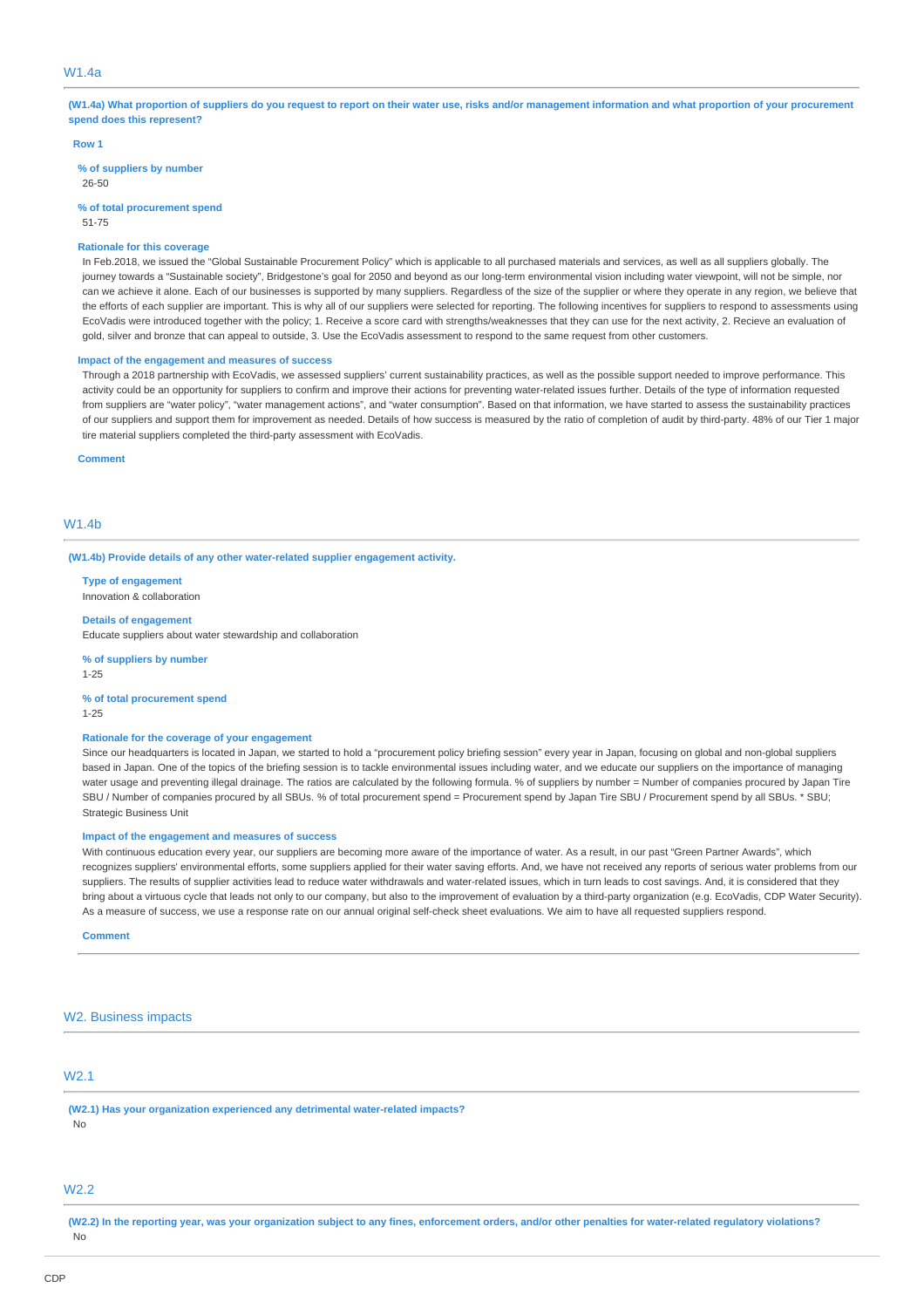## W1.4a

**(W1.4a) What proportion of suppliers do you request to report on their water use, risks and/or management information and what proportion of your procurement spend does this represent?**

**Row 1**

**% of suppliers by number**

26-50

**% of total procurement spend**

51-75

**Rationale for this coverage**

In Feb.2018, we issued the "Global Sustainable Procurement Policy" which is applicable to all purchased materials and services, as well as all suppliers globally. The journey towards a "Sustainable society", Bridgestone's goal for 2050 and beyond as our long-term environmental vision including water viewpoint, will not be simple, nor can we achieve it alone. Each of our businesses is supported by many suppliers. Regardless of the size of the supplier or where they operate in any region, we believe that the efforts of each supplier are important. This is why all of our suppliers were selected for reporting. The following incentives for suppliers to respond to assessments using EcoVadis were introduced together with the policy; 1. Receive a score card with strengths/weaknesses that they can use for the next activity, 2. Recieve an evaluation of gold, silver and bronze that can appeal to outside, 3. Use the EcoVadis assessment to respond to the same request from other customers.

**Impact of the engagement and measures of success**

Through a 2018 partnership with EcoVadis, we assessed suppliers' current sustainability practices, as well as the possible support needed to improve performance. This activity could be an opportunity for suppliers to confirm and improve their actions for preventing water-related issues further. Details of the type of information requested from suppliers are "water policy", "water management actions", and "water consumption". Based on that information, we have started to assess the sustainability practices of our suppliers and support them for improvement as needed. Details of how success is measured by the ratio of completion of audit by third-party. 48% of our Tier 1 major tire material suppliers completed the third-party assessment with EcoVadis.

**Comment**

## W1.4b

**(W1.4b) Provide details of any other water-related supplier engagement activity.**

**Type of engagement**

Innovation & collaboration

**Details of engagement**

Educate suppliers about water stewardship and collaboration

**% of suppliers by number**

1-25

**% of total procurement spend**

1-25

**Rationale for the coverage of your engagement**

Since our headquarters is located in Japan, we started to hold a "procurement policy briefing session" every year in Japan, focusing on global and non-global suppliers based in Japan. One of the topics of the briefing session is to tackle environmental issues including water, and we educate our suppliers on the importance of managing water usage and preventing illegal drainage. The ratios are calculated by the following formula. % of suppliers by number = Number of companies procured by Japan Tire SBU / Number of companies procured by all SBUs. % of total procurement spend = Procurement spend by Japan Tire SBU / Procurement spend by all SBUs. * SBU; Strategic Business Unit

**Impact of the engagement and measures of success**

With continuous education every year, our suppliers are becoming more aware of the importance of water. As a result, in our past "Green Partner Awards", which recognizes suppliers' environmental efforts, some suppliers applied for their water saving efforts. And, we have not received any reports of serious water problems from our suppliers. The results of supplier activities lead to reduce water withdrawals and water-related issues, which in turn leads to cost savings. And, it is considered that they bring about a virtuous cycle that leads not only to our company, but also to the improvement of evaluation by a third-party organization (e.g. EcoVadis, CDP Water Security). As a measure of success, we use a response rate on our annual original self-check sheet evaluations. We aim to have all requested suppliers respond.

**Comment**

# W2. Business impacts

## W2.1

**(W2.1) Has your organization experienced any detrimental water-related impacts?**

No

## W2.2

**(W2.2) In the reporting year, was your organization subject to any fines, enforcement orders, and/or other penalties for water-related regulatory violations?**

No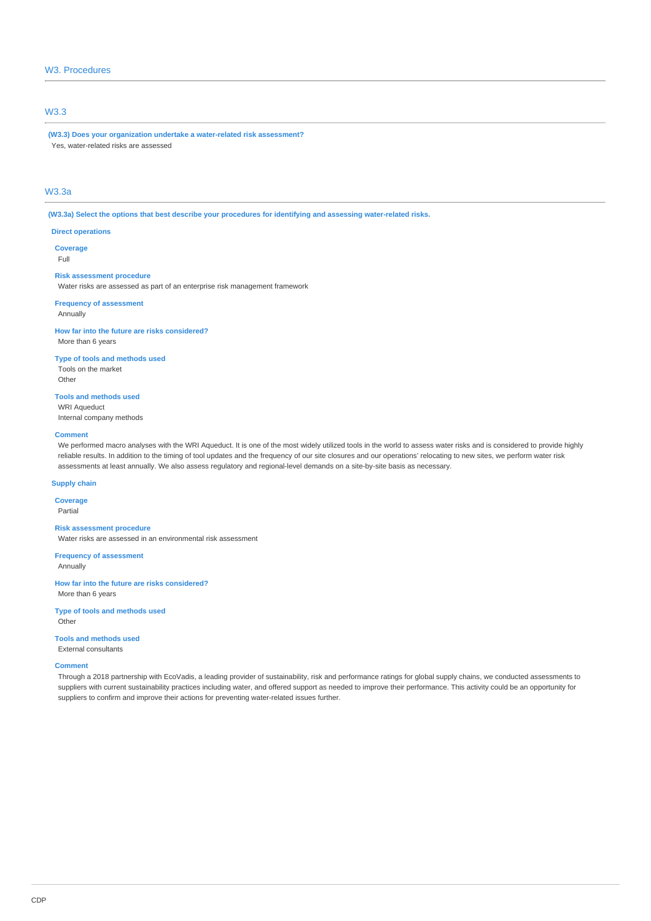## W3. Procedures

### W3.3

**(W3.3) Does your organization undertake a water-related risk assessment?**

Yes, water-related risks are assessed

### W3.3a

**(W3.3a) Select the options that best describe your procedures for identifying and assessing water-related risks.**

**Direct operations**

**Coverage**
Full

**Risk assessment procedure**
Water risks are assessed as part of an enterprise risk management framework

**Frequency of assessment**
Annually

**How far into the future are risks considered?**
More than 6 years

**Type of tools and methods used**
Tools on the market
Other

**Tools and methods used**
WRI Aqueduct
Internal company methods

**Comment**
We performed macro analyses with the WRI Aqueduct. It is one of the most widely utilized tools in the world to assess water risks and is considered to provide highly reliable results. In addition to the timing of tool updates and the frequency of our site closures and our operations' relocating to new sites, we perform water risk assessments at least annually. We also assess regulatory and regional-level demands on a site-by-site basis as necessary.

**Supply chain**

**Coverage**
Partial

**Risk assessment procedure**
Water risks are assessed in an environmental risk assessment

**Frequency of assessment**
Annually

**How far into the future are risks considered?**
More than 6 years

**Type of tools and methods used**
Other

**Tools and methods used**
External consultants

**Comment**
Through a 2018 partnership with EcoVadis, a leading provider of sustainability, risk and performance ratings for global supply chains, we conducted assessments to suppliers with current sustainability practices including water, and offered support as needed to improve their performance. This activity could be an opportunity for suppliers to confirm and improve their actions for preventing water-related issues further.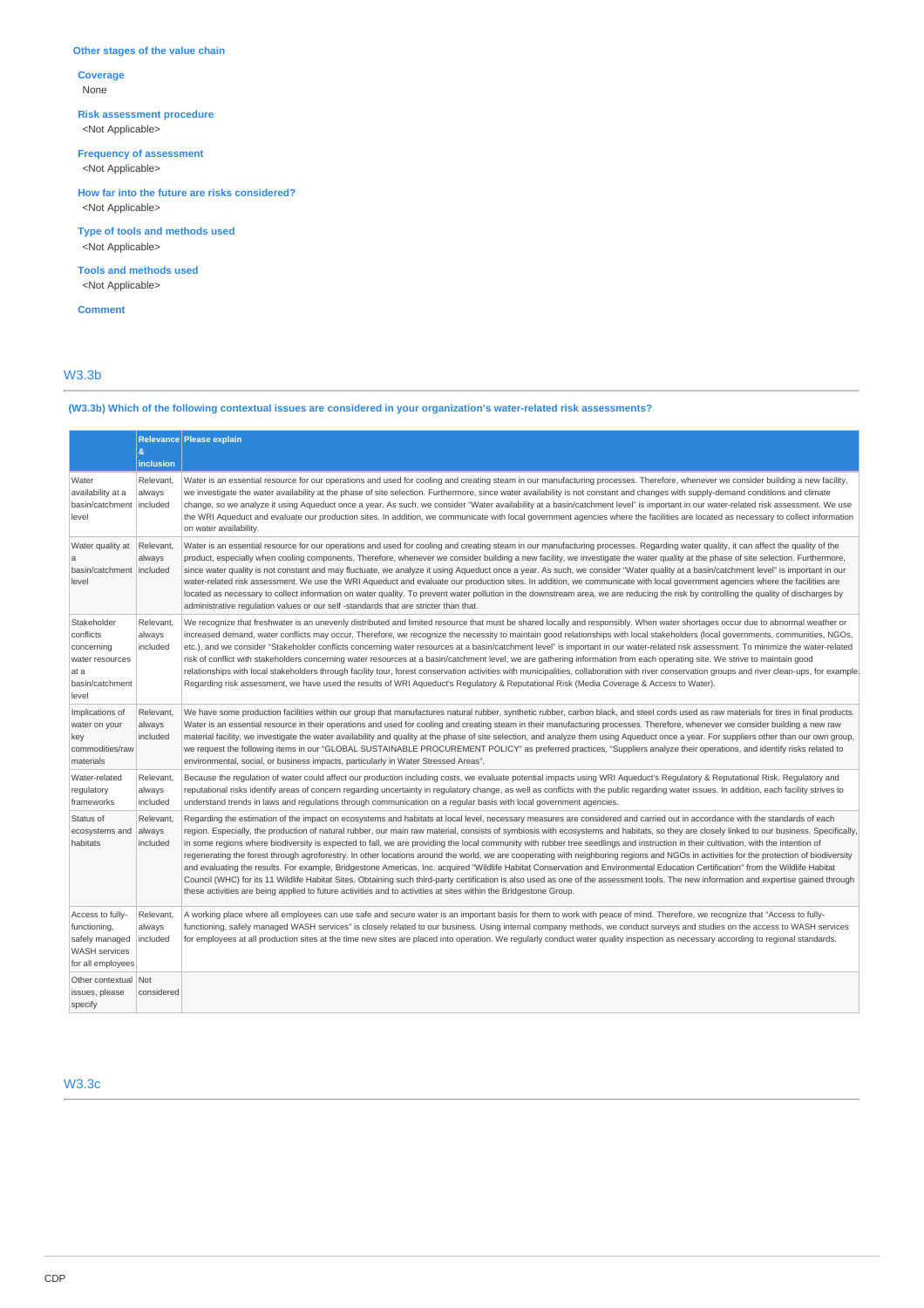### Other stages of the value chain

**Coverage**
None

**Risk assessment procedure**
<Not Applicable>

**Frequency of assessment**
<Not Applicable>

**How far into the future are risks considered?**
<Not Applicable>

**Type of tools and methods used**
<Not Applicable>

**Tools and methods used**
<Not Applicable>

**Comment**

## W3.3b

**(W3.3b) Which of the following contextual issues are considered in your organization's water-related risk assessments?**

| | Relevance & inclusion | Please explain |
|---|---|---|
| Water availability at a basin/catchment level | Relevant, always included | Water is an essential resource for our operations and used for cooling and creating steam in our manufacturing processes. Therefore, whenever we consider building a new facility, we investigate the water availability at the phase of site selection. Furthermore, since water availability is not constant and changes with supply-demand conditions and climate change, so we analyze it using Aqueduct once a year. As such, we consider "Water availability at a basin/catchment level" is important in our water-related risk assessment. We use the WRI Aqueduct and evaluate our production sites. In addition, we communicate with local government agencies where the facilities are located as necessary to collect information on water availability. |
| Water quality at a basin/catchment level | Relevant, always included | Water is an essential resource for our operations and used for cooling and creating steam in our manufacturing processes. Regarding water quality, it can affect the quality of the product, especially when cooling components. Therefore, whenever we consider building a new facility, we investigate the water quality at the phase of site selection. Furthermore, since water quality is not constant and may fluctuate, we analyze it using Aqueduct once a year. As such, we consider "Water quality at a basin/catchment level" is important in our water-related risk assessment. We use the WRI Aqueduct and evaluate our production sites. In addition, we communicate with local government agencies where the facilities are located as necessary to collect information on water quality. To prevent water pollution in the downstream area, we are reducing the risk by controlling the quality of discharges by administrative regulation values or our self -standards that are stricter than that. |
| Stakeholder conflicts concerning water resources at a basin/catchment level | Relevant, always included | We recognize that freshwater is an unevenly distributed and limited resource that must be shared locally and responsibly. When water shortages occur due to abnormal weather or increased demand, water conflicts may occur. Therefore, we recognize the necessity to maintain good relationships with local stakeholders (local governments, communities, NGOs, etc.), and we consider "Stakeholder conflicts concerning water resources at a basin/catchment level" is important in our water-related risk assessment. To minimize the water-related risk of conflict with stakeholders concerning water resources at a basin/catchment level, we are gathering information from each operating site. We strive to maintain good relationships with local stakeholders through facility tour, forest conservation activities with municipalities, collaboration with river conservation groups and river clean-ups, for example. Regarding risk assessment, we have used the results of WRI Aqueduct's Regulatory & Reputational Risk (Media Coverage & Access to Water). |
| Implications of water on your key commodities/raw materials | Relevant, always included | We have some production facilities within our group that manufactures natural rubber, synthetic rubber, carbon black, and steel cords used as raw materials for tires in final products. Water is an essential resource in their operations and used for cooling and creating steam in their manufacturing processes. Therefore, whenever we consider building a new raw material facility, we investigate the water availability and quality at the phase of site selection, and analyze them using Aqueduct once a year. For suppliers other than our own group, we request the following items in our "GLOBAL SUSTAINABLE PROCUREMENT POLICY" as preferred practices, "Suppliers analyze their operations, and identify risks related to environmental, social, or business impacts, particularly in Water Stressed Areas". |
| Water-related regulatory frameworks | Relevant, always included | Because the regulation of water could affect our production including costs, we evaluate potential impacts using WRI Aqueduct's Regulatory & Reputational Risk. Regulatory and reputational risks identify areas of concern regarding uncertainty in regulatory change, as well as conflicts with the public regarding water issues. In addition, each facility strives to understand trends in laws and regulations through communication on a regular basis with local government agencies. |
| Status of ecosystems and habitats | Relevant, always included | Regarding the estimation of the impact on ecosystems and habitats at local level, necessary measures are considered and carried out in accordance with the standards of each region. Especially, the production of natural rubber, our main raw material, consists of symbiosis with ecosystems and habitats, so they are closely linked to our business. Specifically, in some regions where biodiversity is expected to fall, we are providing the local community with rubber tree seedlings and instruction in their cultivation, with the intention of regenerating the forest through agroforestry. In other locations around the world, we are cooperating with neighboring regions and NGOs in activities for the protection of biodiversity and evaluating the results. For example, Bridgestone Americas, Inc. acquired "Wildlife Habitat Conservation and Environmental Education Certification" from the Wildlife Habitat Council (WHC) for its 11 Wildlife Habitat Sites. Obtaining such third-party certification is also used as one of the assessment tools. The new information and expertise gained through these activities are being applied to future activities and to activities at sites within the Bridgestone Group. |
| Access to fully-functioning, safely managed WASH services for all employees | Relevant, always included | A working place where all employees can use safe and secure water is an important basis for them to work with peace of mind. Therefore, we recognize that "Access to fully-functioning, safely managed WASH services" is closely related to our business. Using internal company methods, we conduct surveys and studies on the access to WASH services for employees at all production sites at the time new sites are placed into operation. We regularly conduct water quality inspection as necessary according to regional standards. |
| Other contextual issues, please specify | Not considered | |

## W3.3c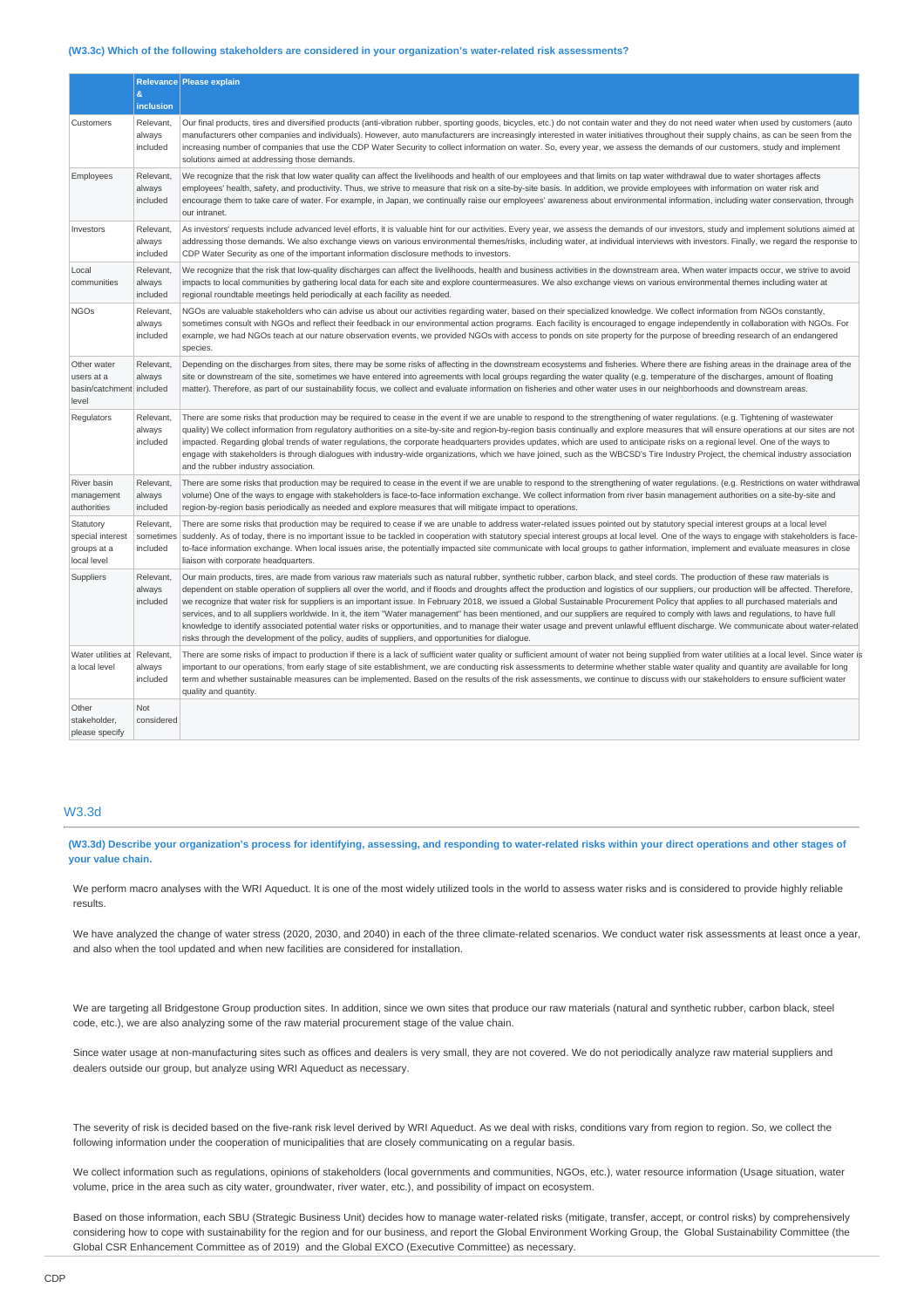(W3.3c) Which of the following stakeholders are considered in your organization's water-related risk assessments?

| | Relevance & inclusion | Please explain |
|---|---|---|
| Customers | Relevant, always included | Our final products, tires and diversified products (anti-vibration rubber, sporting goods, bicycles, etc.) do not contain water and they do not need water when used by customers (auto manufacturers other companies and individuals). However, auto manufacturers are increasingly interested in water initiatives throughout their supply chains, as can be seen from the increasing number of companies that use the CDP Water Security to collect information on water. So, every year, we assess the demands of our customers, study and implement solutions aimed at addressing those demands. |
| Employees | Relevant, always included | We recognize that the risk that low water quality can affect the livelihoods and health of our employees and that limits on tap water withdrawal due to water shortages affects employees' health, safety, and productivity. Thus, we strive to measure that risk on a site-by-site basis. In addition, we provide employees with information on water risk and encourage them to take care of water. For example, in Japan, we continually raise our employees' awareness about environmental information, including water conservation, through our intranet. |
| Investors | Relevant, always included | As investors' requests include advanced level efforts, it is valuable hint for our activities. Every year, we assess the demands of our investors, study and implement solutions aimed at addressing those demands. We also exchange views on various environmental themes/risks, including water, at individual interviews with investors. Finally, we regard the response to CDP Water Security as one of the important information disclosure methods to investors. |
| Local communities | Relevant, always included | We recognize that the risk that low-quality discharges can affect the livelihoods, health and business activities in the downstream area. When water impacts occur, we strive to avoid impacts to local communities by gathering local data for each site and explore countermeasures. We also exchange views on various environmental themes including water at regional roundtable meetings held periodically at each facility as needed. |
| NGOs | Relevant, always included | NGOs are valuable stakeholders who can advise us about our activities regarding water, based on their specialized knowledge. We collect information from NGOs constantly, sometimes consult with NGOs and reflect their feedback in our environmental action programs. Each facility is encouraged to engage independently in collaboration with NGOs. For example, we had NGOs teach at our nature observation events, we provided NGOs with access to ponds on site property for the purpose of breeding research of an endangered species. |
| Other water users at a basin/catchment level | Relevant, always included | Depending on the discharges from sites, there may be some risks of affecting in the downstream ecosystems and fisheries. Where there are fishing areas in the drainage area of the site or downstream of the site, sometimes we have entered into agreements with local groups regarding the water quality (e.g. temperature of the discharges, amount of floating matter). Therefore, as part of our sustainability focus, we collect and evaluate information on fisheries and other water uses in our neighborhoods and downstream areas. |
| Regulators | Relevant, always included | There are some risks that production may be required to cease in the event if we are unable to respond to the strengthening of water regulations. (e.g. Tightening of wastewater quality) We collect information from regulatory authorities on a site-by-site and region-by-region basis continually and explore measures that will ensure operations at our sites are not impacted. Regarding global trends of water regulations, the corporate headquarters provides updates, which are used to anticipate risks on a regional level. One of the ways to engage with stakeholders is through dialogues with industry-wide organizations, which we have joined, such as the WBCSD's Tire Industry Project, the chemical industry association and the rubber industry association. |
| River basin management authorities | Relevant, always included | There are some risks that production may be required to cease in the event if we are unable to respond to the strengthening of water regulations. (e.g. Restrictions on water withdrawal volume) One of the ways to engage with stakeholders is face-to-face information exchange. We collect information from river basin management authorities on a site-by-site and region-by-region basis periodically as needed and explore measures that will mitigate impact to operations. |
| Statutory special interest groups at a local level | Relevant, sometimes included | There are some risks that production may be required to cease if we are unable to address water-related issues pointed out by statutory special interest groups at a local level suddenly. As of today, there is no important issue to be tackled in cooperation with statutory special interest groups at local level. One of the ways to engage with stakeholders is face-to-face information exchange. When local issues arise, the potentially impacted site communicate with local groups to gather information, implement and evaluate measures in close liaison with corporate headquarters. |
| Suppliers | Relevant, always included | Our main products, tires, are made from various raw materials such as natural rubber, synthetic rubber, carbon black, and steel cords. The production of these raw materials is dependent on stable operation of suppliers all over the world, and if floods and droughts affect the production and logistics of our suppliers, our production will be affected. Therefore, we recognize that water risk for suppliers is an important issue. In February 2018, we issued a Global Sustainable Procurement Policy that applies to all purchased materials and services, and to all suppliers worldwide. In it, the item "Water management" has been mentioned, and our suppliers are required to comply with laws and regulations, to have full knowledge to identify associated potential water risks or opportunities, and to manage their water usage and prevent unlawful effluent discharge. We communicate about water-related risks through the development of the policy, audits of suppliers, and opportunities for dialogue. |
| Water utilities at a local level | Relevant, always included | There are some risks of impact to production if there is a lack of sufficient water quality or sufficient amount of water not being supplied from water utilities at a local level. Since water is important to our operations, from early stage of site establishment, we are conducting risk assessments to determine whether stable water quality and quantity are available for long term and whether sustainable measures can be implemented. Based on the results of the risk assessments, we continue to discuss with our stakeholders to ensure sufficient water quality and quantity. |
| Other stakeholder, please specify | Not considered | |

## W3.3d

**(W3.3d) Describe your organization's process for identifying, assessing, and responding to water-related risks within your direct operations and other stages of your value chain.**

We perform macro analyses with the WRI Aqueduct. It is one of the most widely utilized tools in the world to assess water risks and is considered to provide highly reliable results.

We have analyzed the change of water stress (2020, 2030, and 2040) in each of the three climate-related scenarios. We conduct water risk assessments at least once a year, and also when the tool updated and when new facilities are considered for installation.

We are targeting all Bridgestone Group production sites. In addition, since we own sites that produce our raw materials (natural and synthetic rubber, carbon black, steel code, etc.), we are also analyzing some of the raw material procurement stage of the value chain.

Since water usage at non-manufacturing sites such as offices and dealers is very small, they are not covered. We do not periodically analyze raw material suppliers and dealers outside our group, but analyze using WRI Aqueduct as necessary.

The severity of risk is decided based on the five-rank risk level derived by WRI Aqueduct. As we deal with risks, conditions vary from region to region. So, we collect the following information under the cooperation of municipalities that are closely communicating on a regular basis.

We collect information such as regulations, opinions of stakeholders (local governments and communities, NGOs, etc.), water resource information (Usage situation, water volume, price in the area such as city water, groundwater, river water, etc.), and possibility of impact on ecosystem.

Based on those information, each SBU (Strategic Business Unit) decides how to manage water-related risks (mitigate, transfer, accept, or control risks) by comprehensively considering how to cope with sustainability for the region and for our business, and report the Global Environment Working Group, the Global Sustainability Committee (the Global CSR Enhancement Committee as of 2019) and the Global EXCO (Executive Committee) as necessary.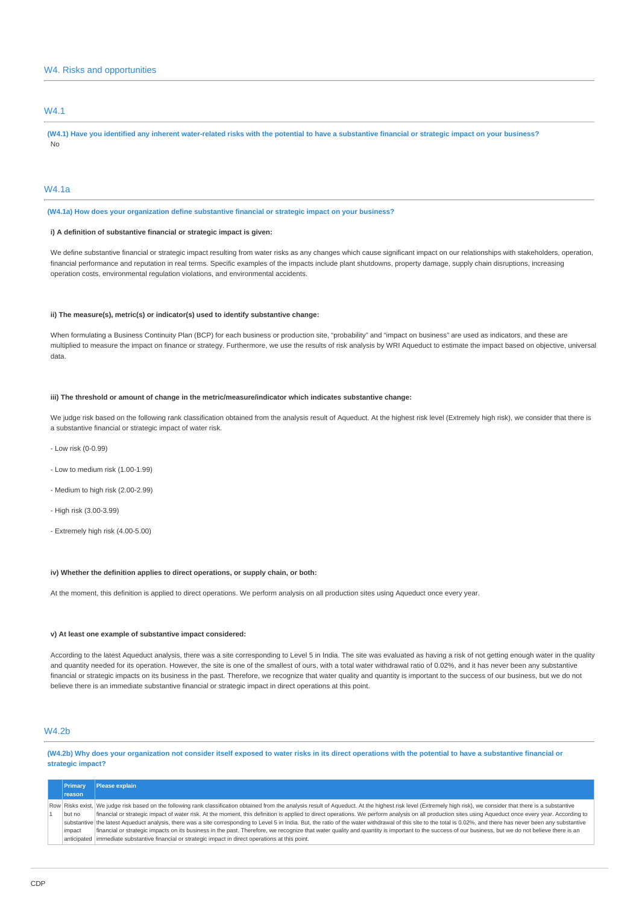## W4. Risks and opportunities

### W4.1

**(W4.1) Have you identified any inherent water-related risks with the potential to have a substantive financial or strategic impact on your business?**

No

### W4.1a

**(W4.1a) How does your organization define substantive financial or strategic impact on your business?**

**i) A definition of substantive financial or strategic impact is given:**

We define substantive financial or strategic impact resulting from water risks as any changes which cause significant impact on our relationships with stakeholders, operation, financial performance and reputation in real terms. Specific examples of the impacts include plant shutdowns, property damage, supply chain disruptions, increasing operation costs, environmental regulation violations, and environmental accidents.

**ii) The measure(s), metric(s) or indicator(s) used to identify substantive change:**

When formulating a Business Continuity Plan (BCP) for each business or production site, “probability” and “impact on business” are used as indicators, and these are multiplied to measure the impact on finance or strategy. Furthermore, we use the results of risk analysis by WRI Aqueduct to estimate the impact based on objective, universal data.

**iii) The threshold or amount of change in the metric/measure/indicator which indicates substantive change:**

We judge risk based on the following rank classification obtained from the analysis result of Aqueduct. At the highest risk level (Extremely high risk), we consider that there is a substantive financial or strategic impact of water risk.

- Low risk (0-0.99)

- Low to medium risk (1.00-1.99)

- Medium to high risk (2.00-2.99)

- High risk (3.00-3.99)

- Extremely high risk (4.00-5.00)

**iv) Whether the definition applies to direct operations, or supply chain, or both:**

At the moment, this definition is applied to direct operations. We perform analysis on all production sites using Aqueduct once every year.

**v) At least one example of substantive impact considered:**

According to the latest Aqueduct analysis, there was a site corresponding to Level 5 in India. The site was evaluated as having a risk of not getting enough water in the quality and quantity needed for its operation. However, the site is one of the smallest of ours, with a total water withdrawal ratio of 0.02%, and it has never been any substantive financial or strategic impacts on its business in the past. Therefore, we recognize that water quality and quantity is important to the success of our business, but we do not believe there is an immediate substantive financial or strategic impact in direct operations at this point.

### W4.2b

**(W4.2b) Why does your organization not consider itself exposed to water risks in its direct operations with the potential to have a substantive financial or strategic impact?**

| | Primary reason | Please explain |
|---|---|---|
| Row 1 | Risks exist, but no substantive impact anticipated | We judge risk based on the following rank classification obtained from the analysis result of Aqueduct. At the highest risk level (Extremely high risk), we consider that there is a substantive financial or strategic impact of water risk. At the moment, this definition is applied to direct operations. We perform analysis on all production sites using Aqueduct once every year. According to the latest Aqueduct analysis, there was a site corresponding to Level 5 in India. But, the ratio of the water withdrawal of this site to the total is 0.02%, and there has never been any substantive financial or strategic impacts on its business in the past. Therefore, we recognize that water quality and quantity is important to the success of our business, but we do not believe there is an immediate substantive financial or strategic impact in direct operations at this point. |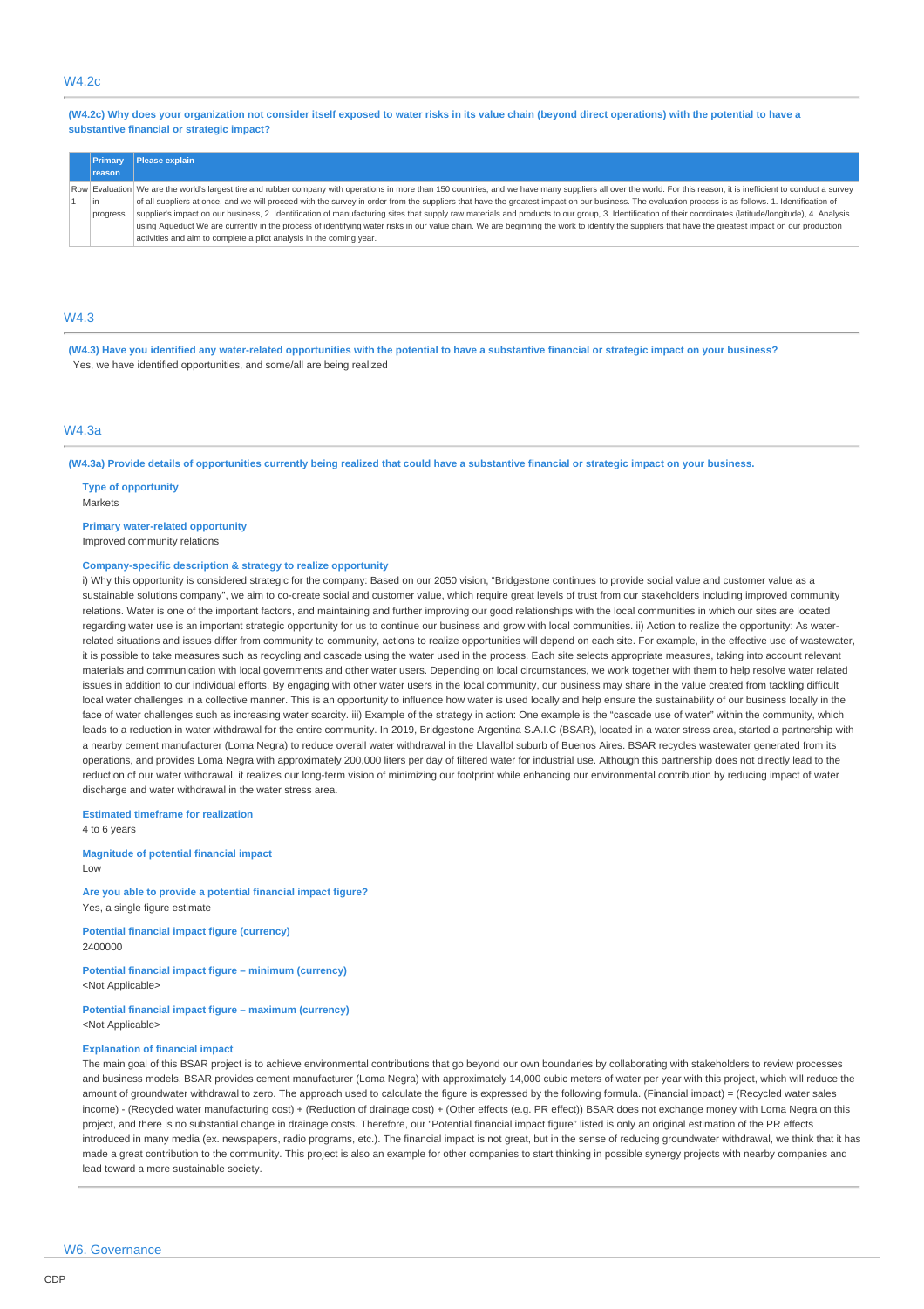## W4.2c

**(W4.2c) Why does your organization not consider itself exposed to water risks in its value chain (beyond direct operations) with the potential to have a substantive financial or strategic impact?**

| | Primary reason | Please explain |
|---|---|---|
| Row 1 | Evaluation in progress | We are the world's largest tire and rubber company with operations in more than 150 countries, and we have many suppliers all over the world. For this reason, it is inefficient to conduct a survey of all suppliers at once, and we will proceed with the survey in order from the suppliers that have the greatest impact on our business. The evaluation process is as follows. 1. Identification of supplier's impact on our business, 2. Identification of manufacturing sites that supply raw materials and products to our group, 3. Identification of their coordinates (latitude/longitude), 4. Analysis using Aqueduct We are currently in the process of identifying water risks in our value chain. We are beginning the work to identify the suppliers that have the greatest impact on our production activities and aim to complete a pilot analysis in the coming year. |

## W4.3

**(W4.3) Have you identified any water-related opportunities with the potential to have a substantive financial or strategic impact on your business?**

Yes, we have identified opportunities, and some/all are being realized

## W4.3a

**(W4.3a) Provide details of opportunities currently being realized that could have a substantive financial or strategic impact on your business.**

**Type of opportunity**

Markets

**Primary water-related opportunity**

Improved community relations

**Company-specific description & strategy to realize opportunity**

i) Why this opportunity is considered strategic for the company: Based on our 2050 vision, "Bridgestone continues to provide social value and customer value as a sustainable solutions company", we aim to co-create social and customer value, which require great levels of trust from our stakeholders including improved community relations. Water is one of the important factors, and maintaining and further improving our good relationships with the local communities in which our sites are located regarding water use is an important strategic opportunity for us to continue our business and grow with local communities. ii) Action to realize the opportunity: As water-related situations and issues differ from community to community, actions to realize opportunities will depend on each site. For example, in the effective use of wastewater, it is possible to take measures such as recycling and cascade using the water used in the process. Each site selects appropriate measures, taking into account relevant materials and communication with local governments and other water users. Depending on local circumstances, we work together with them to help resolve water related issues in addition to our individual efforts. By engaging with other water users in the local community, our business may share in the value created from tackling difficult local water challenges in a collective manner. This is an opportunity to influence how water is used locally and help ensure the sustainability of our business locally in the face of water challenges such as increasing water scarcity. iii) Example of the strategy in action: One example is the "cascade use of water" within the community, which leads to a reduction in water withdrawal for the entire community. In 2019, Bridgestone Argentina S.A.I.C (BSAR), located in a water stress area, started a partnership with a nearby cement manufacturer (Loma Negra) to reduce overall water withdrawal in the Llavallol suburb of Buenos Aires. BSAR recycles wastewater generated from its operations, and provides Loma Negra with approximately 200,000 liters per day of filtered water for industrial use. Although this partnership does not directly lead to the reduction of our water withdrawal, it realizes our long-term vision of minimizing our footprint while enhancing our environmental contribution by reducing impact of water discharge and water withdrawal in the water stress area.

**Estimated timeframe for realization**

4 to 6 years

**Magnitude of potential financial impact**

Low

**Are you able to provide a potential financial impact figure?**

Yes, a single figure estimate

**Potential financial impact figure (currency)**

2400000

**Potential financial impact figure – minimum (currency)**

<Not Applicable>

**Potential financial impact figure – maximum (currency)**

<Not Applicable>

**Explanation of financial impact**

The main goal of this BSAR project is to achieve environmental contributions that go beyond our own boundaries by collaborating with stakeholders to review processes and business models. BSAR provides cement manufacturer (Loma Negra) with approximately 14,000 cubic meters of water per year with this project, which will reduce the amount of groundwater withdrawal to zero. The approach used to calculate the figure is expressed by the following formula. (Financial impact) = (Recycled water sales income) - (Recycled water manufacturing cost) + (Reduction of drainage cost) + (Other effects (e.g. PR effect)) BSAR does not exchange money with Loma Negra on this project, and there is no substantial change in drainage costs. Therefore, our "Potential financial impact figure" listed is only an original estimation of the PR effects introduced in many media (ex. newspapers, radio programs, etc.). The financial impact is not great, but in the sense of reducing groundwater withdrawal, we think that it has made a great contribution to the community. This project is also an example for other companies to start thinking in possible synergy projects with nearby companies and lead toward a more sustainable society.

# W6. Governance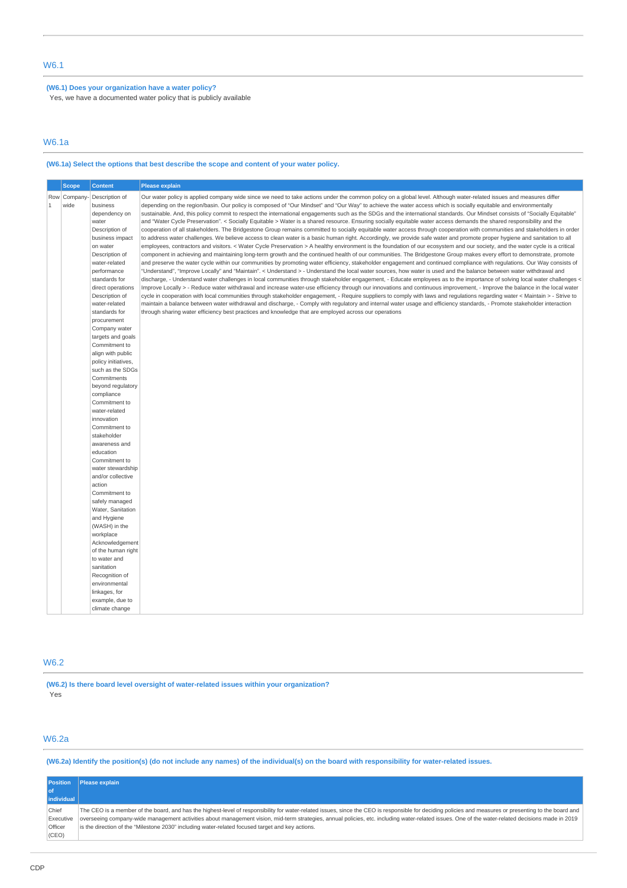## W6.1

**(W6.1) Does your organization have a water policy?**

Yes, we have a documented water policy that is publicly available

## W6.1a

**(W6.1a) Select the options that best describe the scope and content of your water policy.**

| | Scope | Content | Please explain |
|---|---|---|---|
| Row 1 | Company-wide | Description of business dependency on water<br>Description of business impact on water<br>Description of water-related performance standards for direct operations<br>Description of water-related standards for procurement<br>Company water targets and goals<br>Commitment to align with public policy initiatives, such as the SDGs<br>Commitments beyond regulatory compliance<br>Commitment to water-related innovation<br>Commitment to stakeholder awareness and education<br>Commitment to water stewardship and/or collective action<br>Commitment to safely managed Water, Sanitation and Hygiene (WASH) in the workplace<br>Acknowledgement of the human right to water and sanitation<br>Recognition of environmental linkages, for example, due to climate change | Our water policy is applied company wide since we need to take actions under the common policy on a global level. Although water-related issues and measures differ depending on the region/basin. Our policy is composed of "Our Mindset" and "Our Way" to achieve the water access which is socially equitable and environmentally sustainable. And, this policy commit to respect the international engagements such as the SDGs and the international standards. Our Mindset consists of "Socially Equitable" and "Water Cycle Preservation". < Socially Equitable > Water is a shared resource. Ensuring socially equitable water access demands the shared responsibility and the cooperation of all stakeholders. The Bridgestone Group remains committed to socially equitable water access through cooperation with communities and stakeholders in order to address water challenges. We believe access to clean water is a basic human right. Accordingly, we provide safe water and promote proper hygiene and sanitation to all employees, contractors and visitors. < Water Cycle Preservation > A healthy environment is the foundation of our ecosystem and our society, and the water cycle is a critical component in achieving and maintaining long-term growth and the continued health of our communities. The Bridgestone Group makes every effort to demonstrate, promote and preserve the water cycle within our communities by promoting water efficiency, stakeholder engagement and continued compliance with regulations. Our Way consists of "Understand", "Improve Locally" and "Maintain". < Understand > - Understand the local water sources, how water is used and the balance between water withdrawal and discharge, - Understand water challenges in local communities through stakeholder engagement, - Educate employees as to the importance of solving local water challenges < Improve Locally > - Reduce water withdrawal and increase water-use efficiency through our innovations and continuous improvement, - Improve the balance in the local water cycle in cooperation with local communities through stakeholder engagement, - Require suppliers to comply with laws and regulations regarding water < Maintain > - Strive to maintain a balance between water withdrawal and discharge, - Comply with regulatory and internal water usage and efficiency standards, - Promote stakeholder interaction through sharing water efficiency best practices and knowledge that are employed across our operations |

## W6.2

**(W6.2) Is there board level oversight of water-related issues within your organization?**

Yes

## W6.2a

**(W6.2a) Identify the position(s) (do not include any names) of the individual(s) on the board with responsibility for water-related issues.**

| Position of individual | Please explain |
|---|---|
| Chief Executive Officer (CEO) | The CEO is a member of the board, and has the highest-level of responsibility for water-related issues, since the CEO is responsible for deciding policies and measures or presenting to the board and overseeing company-wide management activities about management vision, mid-term strategies, annual policies, etc. including water-related issues. One of the water-related decisions made in 2019 is the direction of the "Milestone 2030" including water-related focused target and key actions. |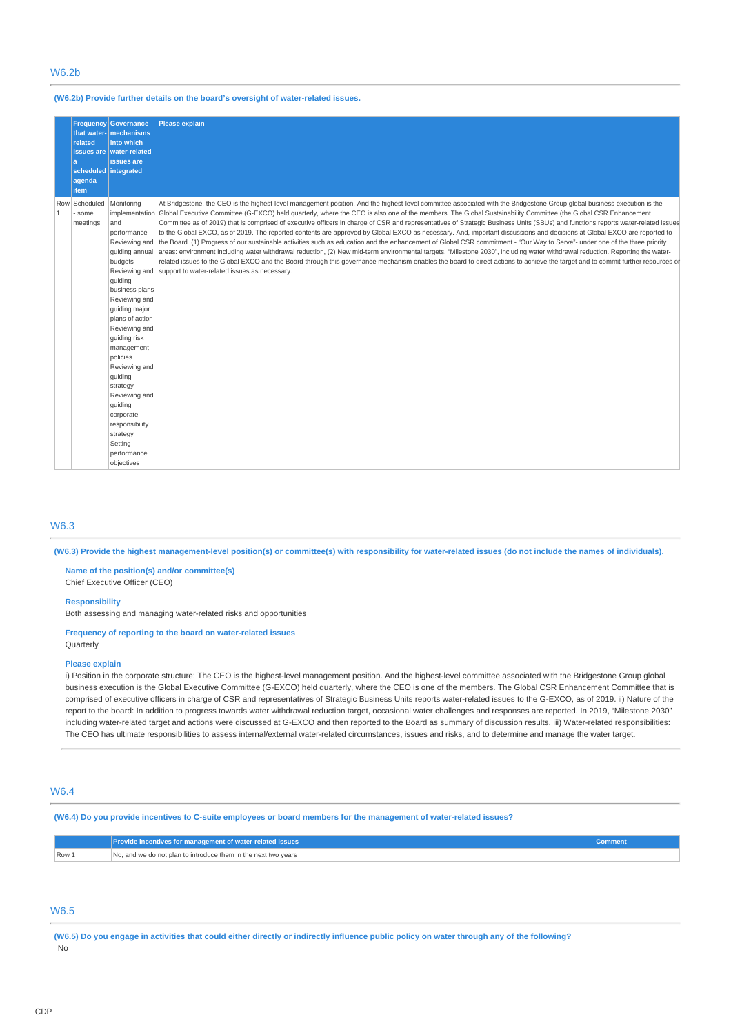## W6.2b

**(W6.2b) Provide further details on the board's oversight of water-related issues.**

| | Frequency that water-related issues are a scheduled agenda item | Governance mechanisms into which water-related issues are integrated | Please explain |
|---|---|---|---|
| Row 1 | Scheduled - some meetings | Monitoring implementation and performance Reviewing and guiding annual budgets Reviewing and guiding business plans Reviewing and guiding major plans of action Reviewing and guiding risk management policies Reviewing and guiding strategy Reviewing and guiding corporate responsibility strategy Setting performance objectives | At Bridgestone, the CEO is the highest-level management position. And the highest-level committee associated with the Bridgestone Group global business execution is the Global Executive Committee (G-EXCO) held quarterly, where the CEO is also one of the members. The Global Sustainability Committee (the Global CSR Enhancement Committee as of 2019) that is comprised of executive officers in charge of CSR and representatives of Strategic Business Units (SBUs) and functions reports water-related issues to the Global EXCO, as of 2019. The reported contents are approved by Global EXCO as necessary. And, important discussions and decisions at Global EXCO are reported to the Board. (1) Progress of our sustainable activities such as education and the enhancement of Global CSR commitment - "Our Way to Serve"- under one of the three priority areas: environment including water withdrawal reduction, (2) New mid-term environmental targets, "Milestone 2030", including water withdrawal reduction. Reporting the water-related issues to the Global EXCO and the Board through this governance mechanism enables the board to direct actions to achieve the target and to commit further resources or support to water-related issues as necessary. |

## W6.3

**(W6.3) Provide the highest management-level position(s) or committee(s) with responsibility for water-related issues (do not include the names of individuals).**

**Name of the position(s) and/or committee(s)**
Chief Executive Officer (CEO)

**Responsibility**
Both assessing and managing water-related risks and opportunities

**Frequency of reporting to the board on water-related issues**
Quarterly

**Please explain**
i) Position in the corporate structure: The CEO is the highest-level management position. And the highest-level committee associated with the Bridgestone Group global business execution is the Global Executive Committee (G-EXCO) held quarterly, where the CEO is one of the members. The Global CSR Enhancement Committee that is comprised of executive officers in charge of CSR and representatives of Strategic Business Units reports water-related issues to the G-EXCO, as of 2019. ii) Nature of the report to the board: In addition to progress towards water withdrawal reduction target, occasional water challenges and responses are reported. In 2019, "Milestone 2030" including water-related target and actions were discussed at G-EXCO and then reported to the Board as summary of discussion results. iii) Water-related responsibilities: The CEO has ultimate responsibilities to assess internal/external water-related circumstances, issues and risks, and to determine and manage the water target.

## W6.4

**(W6.4) Do you provide incentives to C-suite employees or board members for the management of water-related issues?**

| | Provide incentives for management of water-related issues | Comment |
|---|---|---|
| Row 1 | No, and we do not plan to introduce them in the next two years | |

## W6.5

**(W6.5) Do you engage in activities that could either directly or indirectly influence public policy on water through any of the following?**

No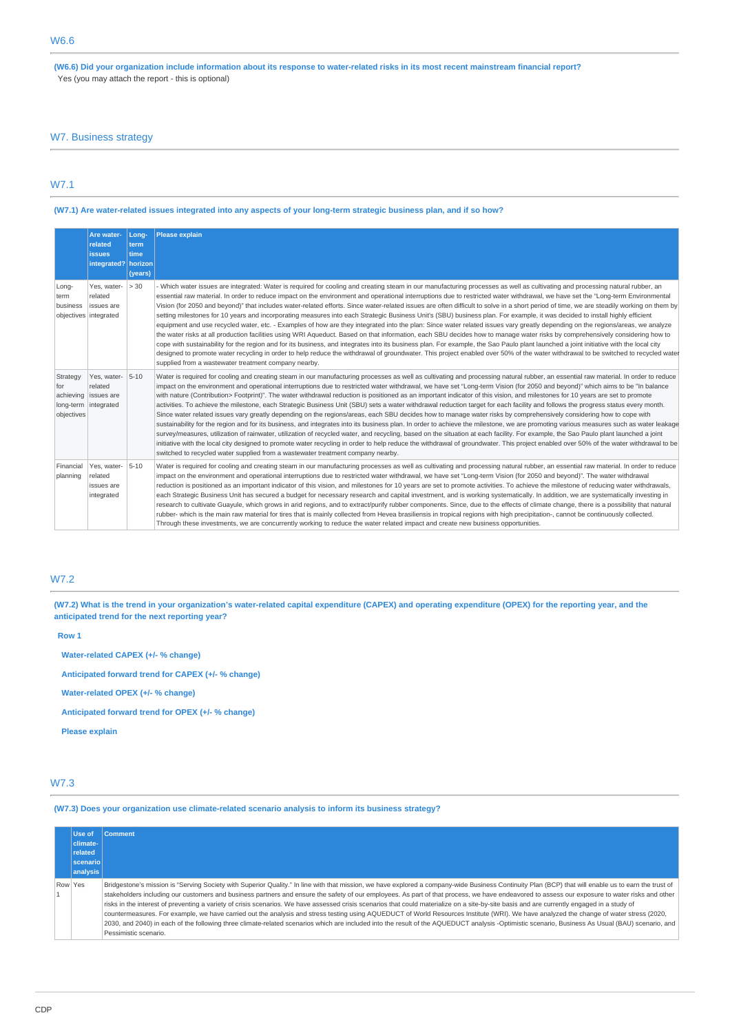## W6.6

**(W6.6) Did your organization include information about its response to water-related risks in its most recent mainstream financial report?**

Yes (you may attach the report - this is optional)

# W7. Business strategy

## W7.1

**(W7.1) Are water-related issues integrated into any aspects of your long-term strategic business plan, and if so how?**

| | Are water-related issues integrated? | Long-term time horizon (years) | Please explain |
|---|---|---|---|
| Long-term business objectives | Yes, water-related issues are integrated | > 30 | - Which water issues are integrated: Water is required for cooling and creating steam in our manufacturing processes as well as cultivating and processing natural rubber, an essential raw material. In order to reduce impact on the environment and operational interruptions due to restricted water withdrawal, we have set the "Long-term Environmental Vision (for 2050 and beyond)" that includes water-related efforts. Since water-related issues are often difficult to solve in a short period of time, we are steadily working on them by setting milestones for 10 years and incorporating measures into each Strategic Business Unit's (SBU) business plan. For example, it was decided to install highly efficient equipment and use recycled water, etc. - Examples of how are they integrated into the plan: Since water related issues vary greatly depending on the regions/areas, we analyze the water risks at all production facilities using WRI Aqueduct. Based on that information, each SBU decides how to manage water risks by comprehensively considering how to cope with sustainability for the region and for its business, and integrates into its business plan. For example, the Sao Paulo plant launched a joint initiative with the local city designed to promote water recycling in order to help reduce the withdrawal of groundwater. This project enabled over 50% of the water withdrawal to be switched to recycled water supplied from a wastewater treatment company nearby. |
| Strategy for achieving long-term objectives | Yes, water-related issues are integrated | 5-10 | Water is required for cooling and creating steam in our manufacturing processes as well as cultivating and processing natural rubber, an essential raw material. In order to reduce impact on the environment and operational interruptions due to restricted water withdrawal, we have set "Long-term Vision (for 2050 and beyond)" which aims to be "In balance with nature (Contribution> Footprint)". The water withdrawal reduction is positioned as an important indicator of this vision, and milestones for 10 years are set to promote activities. To achieve the milestone, each Strategic Business Unit (SBU) sets a water withdrawal reduction target for each facility and follows the progress status every month. Since water related issues vary greatly depending on the regions/areas, each SBU decides how to manage water risks by comprehensively considering how to cope with sustainability for the region and for its business, and integrates into its business plan. In order to achieve the milestone, we are promoting various measures such as water leakage survey/measures, utilization of rainwater, utilization of recycled water, and recycling, based on the situation at each facility. For example, the Sao Paulo plant launched a joint initiative with the local city designed to promote water recycling in order to help reduce the withdrawal of groundwater. This project enabled over 50% of the water withdrawal to be switched to recycled water supplied from a wastewater treatment company nearby. |
| Financial planning | Yes, water-related issues are integrated | 5-10 | Water is required for cooling and creating steam in our manufacturing processes as well as cultivating and processing natural rubber, an essential raw material. In order to reduce impact on the environment and operational interruptions due to restricted water withdrawal, we have set "Long-term Vision (for 2050 and beyond)". The water withdrawal reduction is positioned as an important indicator of this vision, and milestones for 10 years are set to promote activities. To achieve the milestone of reducing water withdrawals, each Strategic Business Unit has secured a budget for necessary research and capital investment, and is working systematically. In addition, we are systematically investing in research to cultivate Guayule, which grows in arid regions, and to extract/purify rubber components. Since, due to the effects of climate change, there is a possibility that natural rubber- which is the main raw material for tires that is mainly collected from Hevea brasiliensis in tropical regions with high precipitation-, cannot be continuously collected. Through these investments, we are concurrently working to reduce the water related impact and create new business opportunities. |

## W7.2

**(W7.2) What is the trend in your organization's water-related capital expenditure (CAPEX) and operating expenditure (OPEX) for the reporting year, and the anticipated trend for the next reporting year?**

**Row 1**

**Water-related CAPEX (+/- % change)**

**Anticipated forward trend for CAPEX (+/- % change)**

**Water-related OPEX (+/- % change)**

**Anticipated forward trend for OPEX (+/- % change)**

**Please explain**

## W7.3

**(W7.3) Does your organization use climate-related scenario analysis to inform its business strategy?**

| | Use of climate-related scenario analysis | Comment |
|---|---|---|
| Row 1 | Yes | Bridgestone's mission is "Serving Society with Superior Quality." In line with that mission, we have explored a company-wide Business Continuity Plan (BCP) that will enable us to earn the trust of stakeholders including our customers and business partners and ensure the safety of our employees. As part of that process, we have endeavored to assess our exposure to water risks and other risks in the interest of preventing a variety of crisis scenarios. We have assessed crisis scenarios that could materialize on a site-by-site basis and are currently engaged in a study of countermeasures. For example, we have carried out the analysis and stress testing using AQUEDUCT of World Resources Institute (WRI). We have analyzed the change of water stress (2020, 2030, and 2040) in each of the following three climate-related scenarios which are included into the result of the AQUEDUCT analysis -Optimistic scenario, Business As Usual (BAU) scenario, and Pessimistic scenario. |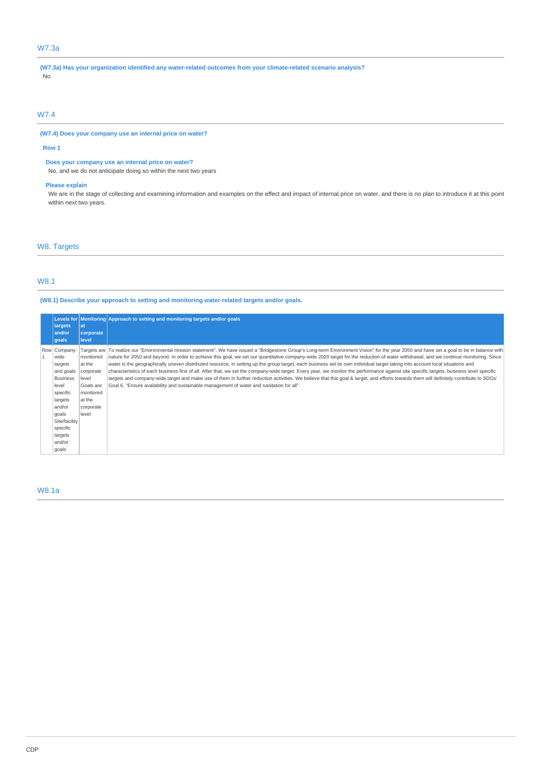## W7.3a

**(W7.3a) Has your organization identified any water-related outcomes from your climate-related scenario analysis?**

No

## W7.4

**(W7.4) Does your company use an internal price on water?**

**Row 1**

**Does your company use an internal price on water?**

No, and we do not anticipate doing so within the next two years

**Please explain**

We are in the stage of collecting and examining information and examples on the effect and impact of internal price on water, and there is no plan to introduce it at this point within next two years.

# W8. Targets

## W8.1

**(W8.1) Describe your approach to setting and monitoring water-related targets and/or goals.**

| | Levels for targets and/or goals | Monitoring at corporate level | Approach to setting and monitoring targets and/or goals |
|---|---|---|---|
| Row 1 | Company-wide targets and goals<br>Business level specific targets and/or goals<br>Site/facility specific targets and/or goals | Targets are monitored at the corporate level<br>Goals are monitored at the corporate level | To realize our "Environmental mission statement", We have issued a "Bridgestone Group's Long-term Environment Vision" for the year 2050 and have set a goal to be in balance with nature for 2050 and beyond. In order to achieve this goal, we set our quantitative company-wide 2020 target for the reduction of water withdrawal, and we continue monitoring. Since water is the geographically uneven distributed resource, in setting up the group target, each business set its own individual target taking into account local situations and characteristics of each business first of all. After that, we set the company-wide target. Every year, we monitor the performance against site specific targets, business level specific targets and company-wide target and make use of them in further reduction activities. We believe that this goal & target, and efforts towards them will definitely contribute to SDGs' Goal 6, "Ensure availability and sustainable management of water and sanitation for all". |

## W8.1a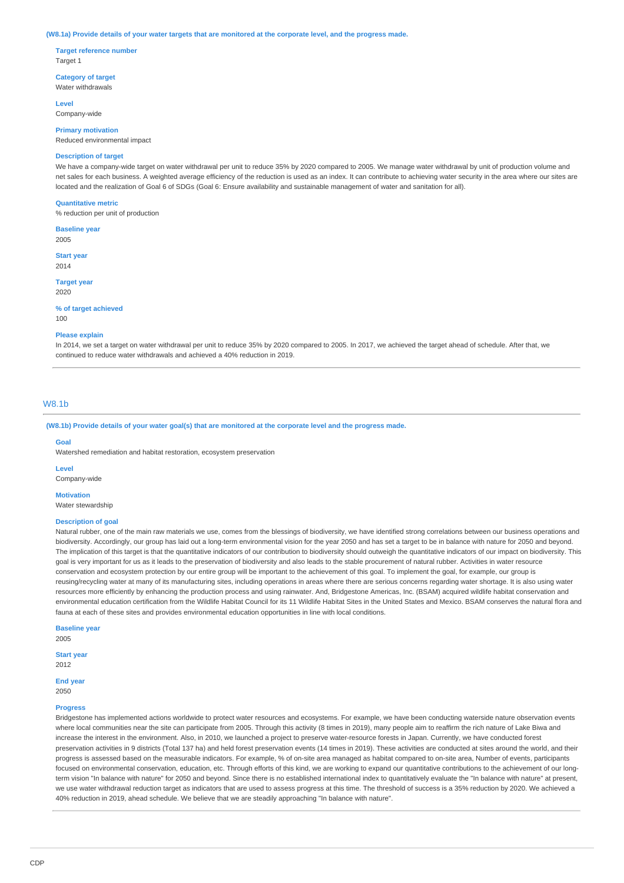**(W8.1a) Provide details of your water targets that are monitored at the corporate level, and the progress made.**

**Target reference number**
Target 1

**Category of target**
Water withdrawals

**Level**
Company-wide

**Primary motivation**
Reduced environmental impact

**Description of target**
We have a company-wide target on water withdrawal per unit to reduce 35% by 2020 compared to 2005. We manage water withdrawal by unit of production volume and net sales for each business. A weighted average efficiency of the reduction is used as an index. It can contribute to achieving water security in the area where our sites are located and the realization of Goal 6 of SDGs (Goal 6: Ensure availability and sustainable management of water and sanitation for all).

**Quantitative metric**
% reduction per unit of production

**Baseline year**
2005

**Start year**
2014

**Target year**
2020

**% of target achieved**
100

**Please explain**
In 2014, we set a target on water withdrawal per unit to reduce 35% by 2020 compared to 2005. In 2017, we achieved the target ahead of schedule. After that, we continued to reduce water withdrawals and achieved a 40% reduction in 2019.

## W8.1b

**(W8.1b) Provide details of your water goal(s) that are monitored at the corporate level and the progress made.**

**Goal**
Watershed remediation and habitat restoration, ecosystem preservation

**Level**
Company-wide

**Motivation**
Water stewardship

**Description of goal**
Natural rubber, one of the main raw materials we use, comes from the blessings of biodiversity, we have identified strong correlations between our business operations and biodiversity. Accordingly, our group has laid out a long-term environmental vision for the year 2050 and has set a target to be in balance with nature for 2050 and beyond. The implication of this target is that the quantitative indicators of our contribution to biodiversity should outweigh the quantitative indicators of our impact on biodiversity. This goal is very important for us as it leads to the preservation of biodiversity and also leads to the stable procurement of natural rubber. Activities in water resource conservation and ecosystem protection by our entire group will be important to the achievement of this goal. To implement the goal, for example, our group is reusing/recycling water at many of its manufacturing sites, including operations in areas where there are serious concerns regarding water shortage. It is also using water resources more efficiently by enhancing the production process and using rainwater. And, Bridgestone Americas, Inc. (BSAM) acquired wildlife habitat conservation and environmental education certification from the Wildlife Habitat Council for its 11 Wildlife Habitat Sites in the United States and Mexico. BSAM conserves the natural flora and fauna at each of these sites and provides environmental education opportunities in line with local conditions.

**Baseline year**
2005

**Start year**
2012

**End year**
2050

**Progress**
Bridgestone has implemented actions worldwide to protect water resources and ecosystems. For example, we have been conducting waterside nature observation events where local communities near the site can participate from 2005. Through this activity (8 times in 2019), many people aim to reaffirm the rich nature of Lake Biwa and increase the interest in the environment. Also, in 2010, we launched a project to preserve water-resource forests in Japan. Currently, we have conducted forest preservation activities in 9 districts (Total 137 ha) and held forest preservation events (14 times in 2019). These activities are conducted at sites around the world, and their progress is assessed based on the measurable indicators. For example, % of on-site area managed as habitat compared to on-site area, Number of events, participants focused on environmental conservation, education, etc. Through efforts of this kind, we are working to expand our quantitative contributions to the achievement of our long-term vision "In balance with nature" for 2050 and beyond. Since there is no established international index to quantitatively evaluate the "In balance with nature" at present, we use water withdrawal reduction target as indicators that are used to assess progress at this time. The threshold of success is a 35% reduction by 2020. We achieved a 40% reduction in 2019, ahead schedule. We believe that we are steadily approaching "In balance with nature".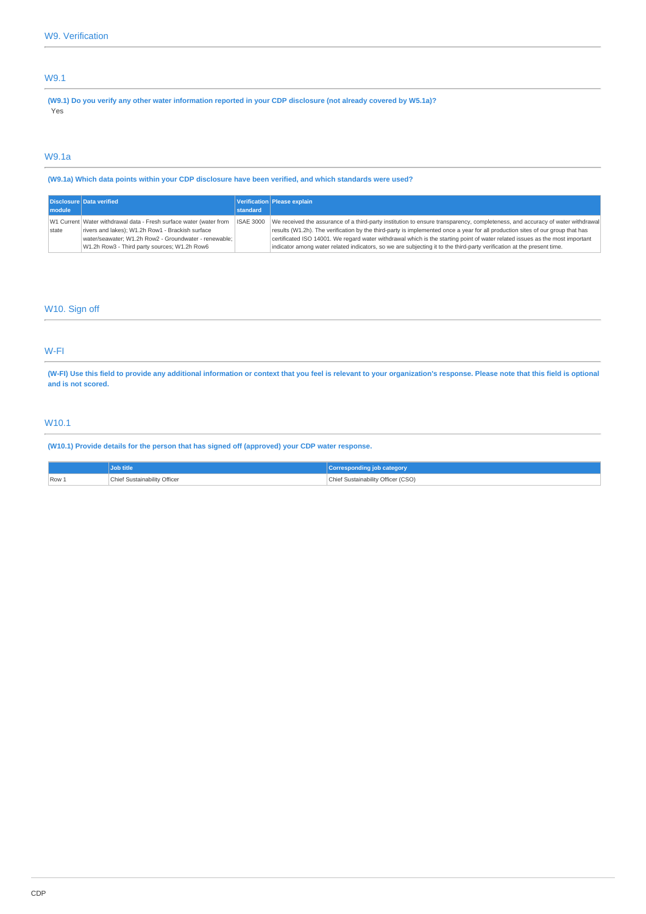## W9. Verification

### W9.1

**(W9.1) Do you verify any other water information reported in your CDP disclosure (not already covered by W5.1a)?**

Yes

### W9.1a

**(W9.1a) Which data points within your CDP disclosure have been verified, and which standards were used?**

| Disclosure module | Data verified | Verification standard | Please explain |
|---|---|---|---|
| W1 Current state | Water withdrawal data - Fresh surface water (water from rivers and lakes); W1.2h Row1 - Brackish surface water/seawater; W1.2h Row2 - Groundwater - renewable; W1.2h Row3 - Third party sources; W1.2h Row6 | ISAE 3000 | We received the assurance of a third-party institution to ensure transparency, completeness, and accuracy of water withdrawal results (W1.2h). The verification by the third-party is implemented once a year for all production sites of our group that has certificated ISO 14001. We regard water withdrawal which is the starting point of water related issues as the most important indicator among water related indicators, so we are subjecting it to the third-party verification at the present time. |

## W10. Sign off

### W-FI

**(W-FI) Use this field to provide any additional information or context that you feel is relevant to your organization's response. Please note that this field is optional and is not scored.**

### W10.1

**(W10.1) Provide details for the person that has signed off (approved) your CDP water response.**

| | Job title | Corresponding job category |
|---|---|---|
| Row 1 | Chief Sustainability Officer | Chief Sustainability Officer (CSO) |